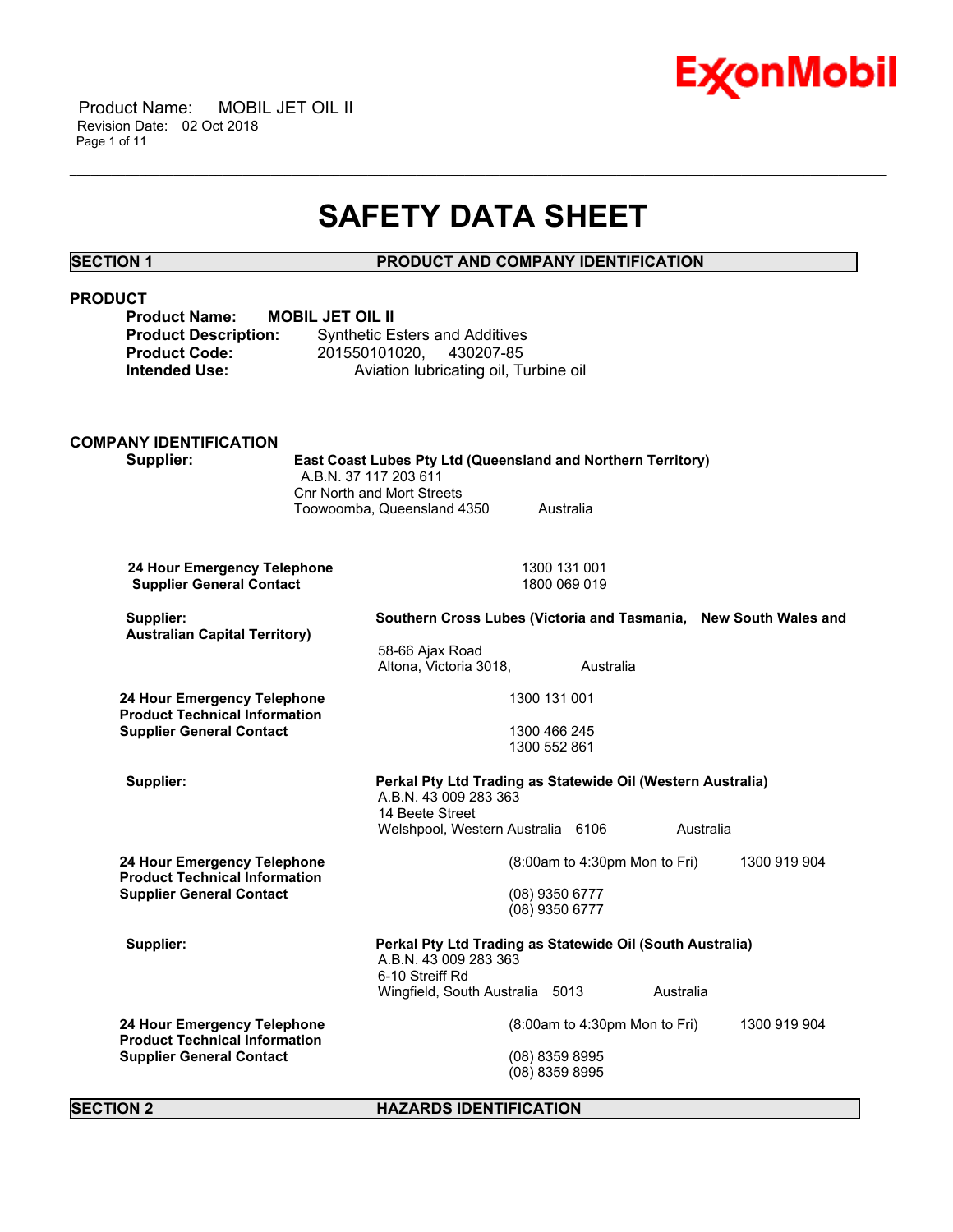# SAFETY DATA SHEET

## SECTION 1 PRODUCT AND COMPANY IDENTIFICATION

### PRODUCT

**Product Name:** **MOBIL JET OIL II**
**Product Description:** Synthetic Esters and Additives
**Product Code:** 201550101020, 430207-85
**Intended Use:** Aviation lubricating oil, Turbine oil

### COMPANY IDENTIFICATION

**Supplier:** **East Coast Lubes Pty Ltd (Queensland and Northern Territory)**
A.B.N. 37 117 203 611
Cnr North and Mort Streets
Toowoomba, Queensland 4350 Australia

**24 Hour Emergency Telephone** 1300 131 001
**Supplier General Contact** 1800 069 019

**Supplier:** **Southern Cross Lubes (Victoria and Tasmania, New South Wales and Australian Capital Territory)**
58-66 Ajax Road
Altona, Victoria 3018, Australia

**24 Hour Emergency Telephone** 1300 131 001
**Product Technical Information** 1300 466 245
**Supplier General Contact** 1300 552 861

**Supplier:** **Perkal Pty Ltd Trading as Statewide Oil (Western Australia)**
A.B.N. 43 009 283 363
14 Beete Street
Welshpool, Western Australia 6106 Australia

**24 Hour Emergency Telephone** (8:00am to 4:30pm Mon to Fri) 1300 919 904
**Product Technical Information** (08) 9350 6777
**Supplier General Contact** (08) 9350 6777

**Supplier:** **Perkal Pty Ltd Trading as Statewide Oil (South Australia)**
A.B.N. 43 009 283 363
6-10 Streiff Rd
Wingfield, South Australia 5013 Australia

**24 Hour Emergency Telephone** (8:00am to 4:30pm Mon to Fri) 1300 919 904
**Product Technical Information** (08) 8359 8995
**Supplier General Contact** (08) 8359 8995

## SECTION 2 HAZARDS IDENTIFICATION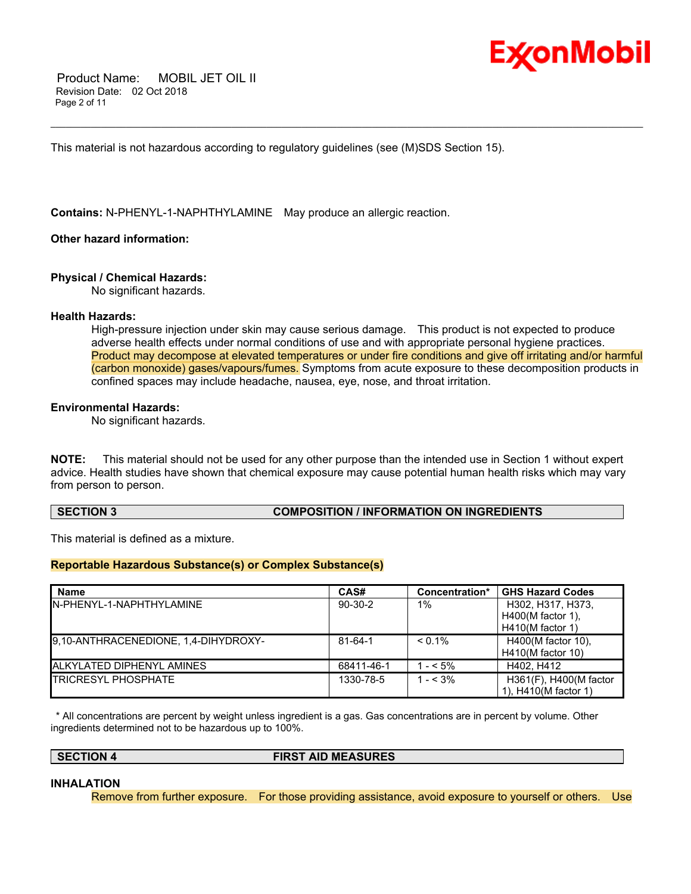This material is not hazardous according to regulatory guidelines (see (M)SDS Section 15).

**Contains:** N-PHENYL-1-NAPHTHYLAMINE May produce an allergic reaction.

**Other hazard information:**

**Physical / Chemical Hazards:**

No significant hazards.

**Health Hazards:**

High-pressure injection under skin may cause serious damage. This product is not expected to produce adverse health effects under normal conditions of use and with appropriate personal hygiene practices. Product may decompose at elevated temperatures or under fire conditions and give off irritating and/or harmful (carbon monoxide) gases/vapours/fumes. Symptoms from acute exposure to these decomposition products in confined spaces may include headache, nausea, eye, nose, and throat irritation.

**Environmental Hazards:**

No significant hazards.

**NOTE:** This material should not be used for any other purpose than the intended use in Section 1 without expert advice. Health studies have shown that chemical exposure may cause potential human health risks which may vary from person to person.

## SECTION 3 COMPOSITION / INFORMATION ON INGREDIENTS

This material is defined as a mixture.

**Reportable Hazardous Substance(s) or Complex Substance(s)**

| Name | CAS# | Concentration* | GHS Hazard Codes |
|---|---|---|---|
| N-PHENYL-1-NAPHTHYLAMINE | 90-30-2 | 1% | H302, H317, H373, H400(M factor 1), H410(M factor 1) |
| 9,10-ANTHRACENEDIONE, 1,4-DIHYDROXY- | 81-64-1 | < 0.1% | H400(M factor 10), H410(M factor 10) |
| ALKYLATED DIPHENYL AMINES | 68411-46-1 | 1 - < 5% | H402, H412 |
| TRICRESYL PHOSPHATE | 1330-78-5 | 1 - < 3% | H361(F), H400(M factor 1), H410(M factor 1) |

* All concentrations are percent by weight unless ingredient is a gas. Gas concentrations are in percent by volume. Other ingredients determined not to be hazardous up to 100%.

## SECTION 4 FIRST AID MEASURES

**INHALATION**

Remove from further exposure. For those providing assistance, avoid exposure to yourself or others. Use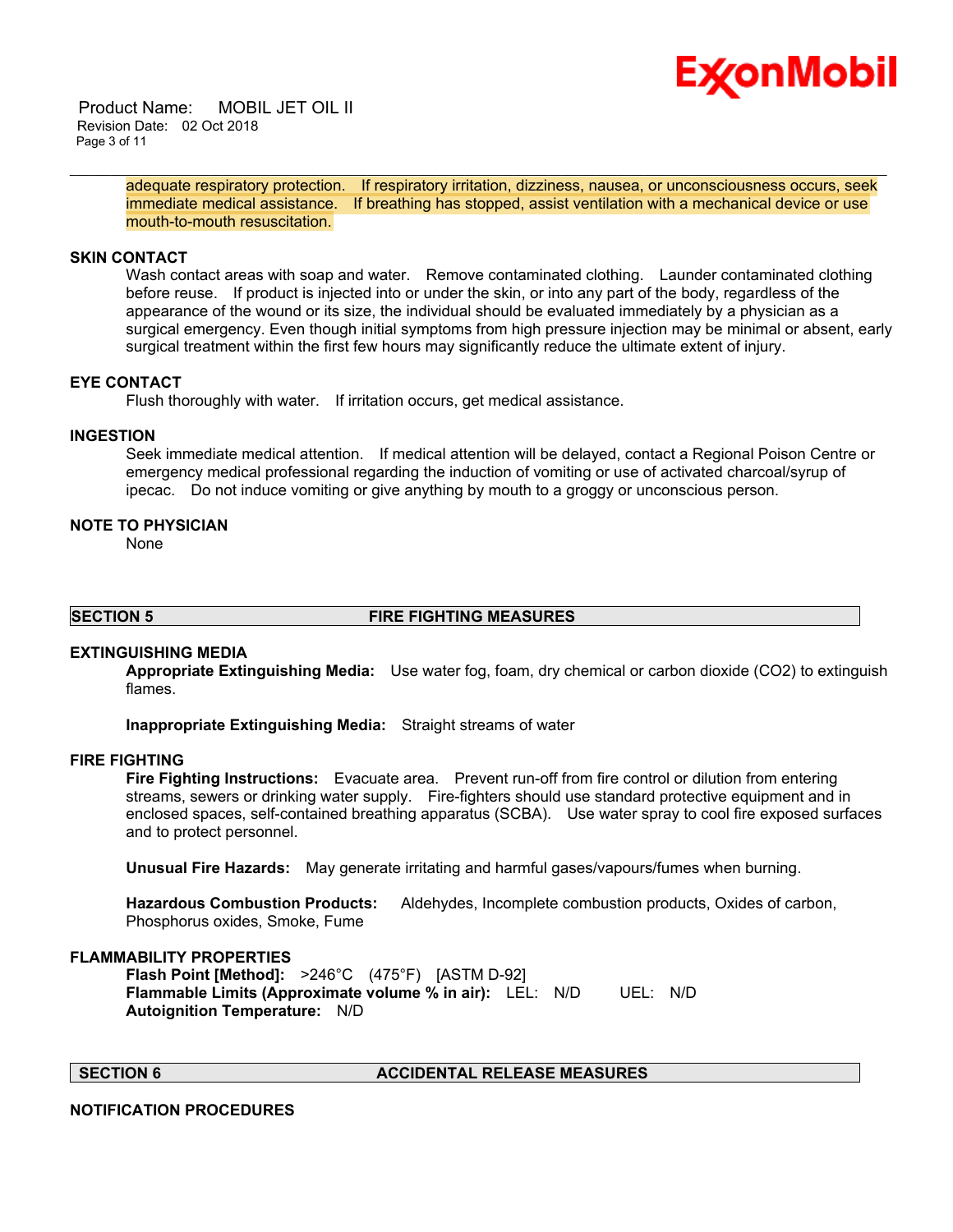adequate respiratory protection. If respiratory irritation, dizziness, nausea, or unconsciousness occurs, seek immediate medical assistance. If breathing has stopped, assist ventilation with a mechanical device or use mouth-to-mouth resuscitation.

### SKIN CONTACT

Wash contact areas with soap and water. Remove contaminated clothing. Launder contaminated clothing before reuse. If product is injected into or under the skin, or into any part of the body, regardless of the appearance of the wound or its size, the individual should be evaluated immediately by a physician as a surgical emergency. Even though initial symptoms from high pressure injection may be minimal or absent, early surgical treatment within the first few hours may significantly reduce the ultimate extent of injury.

### EYE CONTACT

Flush thoroughly with water. If irritation occurs, get medical assistance.

### INGESTION

Seek immediate medical attention. If medical attention will be delayed, contact a Regional Poison Centre or emergency medical professional regarding the induction of vomiting or use of activated charcoal/syrup of ipecac. Do not induce vomiting or give anything by mouth to a groggy or unconscious person.

### NOTE TO PHYSICIAN

None

## SECTION 5 FIRE FIGHTING MEASURES

### EXTINGUISHING MEDIA

**Appropriate Extinguishing Media:** Use water fog, foam, dry chemical or carbon dioxide ($CO_2$) to extinguish flames.

**Inappropriate Extinguishing Media:** Straight streams of water

### FIRE FIGHTING

**Fire Fighting Instructions:** Evacuate area. Prevent run-off from fire control or dilution from entering streams, sewers or drinking water supply. Fire-fighters should use standard protective equipment and in enclosed spaces, self-contained breathing apparatus (SCBA). Use water spray to cool fire exposed surfaces and to protect personnel.

**Unusual Fire Hazards:** May generate irritating and harmful gases/vapours/fumes when burning.

**Hazardous Combustion Products:** Aldehydes, Incomplete combustion products, Oxides of carbon, Phosphorus oxides, Smoke, Fume

### FLAMMABILITY PROPERTIES

**Flash Point [Method]:** >246°C (475°F) [ASTM D-92]
**Flammable Limits (Approximate volume % in air):** LEL: N/D UEL: N/D
**Autoignition Temperature:** N/D

## SECTION 6 ACCIDENTAL RELEASE MEASURES

### NOTIFICATION PROCEDURES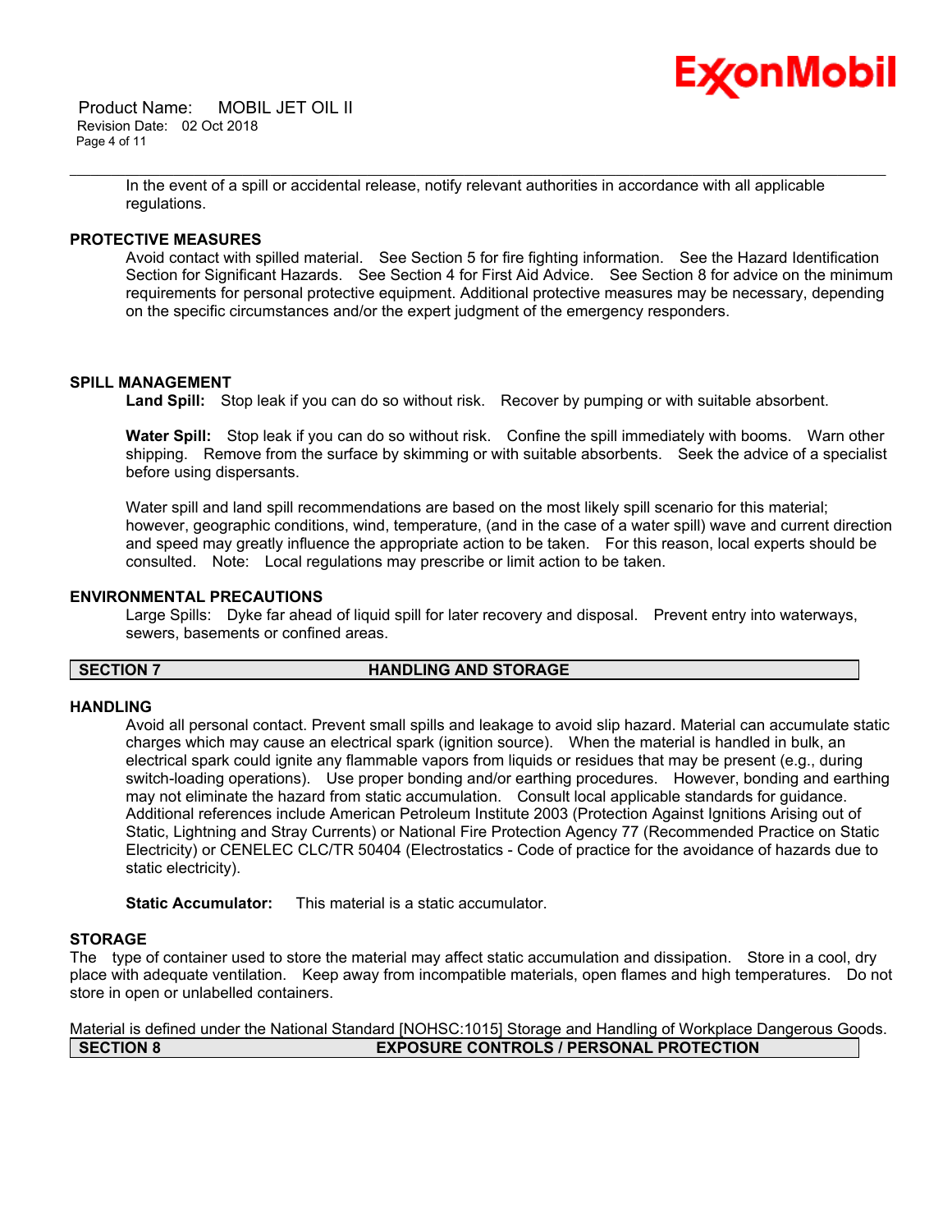In the event of a spill or accidental release, notify relevant authorities in accordance with all applicable regulations.

### PROTECTIVE MEASURES

Avoid contact with spilled material. See Section 5 for fire fighting information. See the Hazard Identification Section for Significant Hazards. See Section 4 for First Aid Advice. See Section 8 for advice on the minimum requirements for personal protective equipment. Additional protective measures may be necessary, depending on the specific circumstances and/or the expert judgment of the emergency responders.

### SPILL MANAGEMENT

**Land Spill:** Stop leak if you can do so without risk. Recover by pumping or with suitable absorbent.

**Water Spill:** Stop leak if you can do so without risk. Confine the spill immediately with booms. Warn other shipping. Remove from the surface by skimming or with suitable absorbents. Seek the advice of a specialist before using dispersants.

Water spill and land spill recommendations are based on the most likely spill scenario for this material; however, geographic conditions, wind, temperature, (and in the case of a water spill) wave and current direction and speed may greatly influence the appropriate action to be taken. For this reason, local experts should be consulted. Note: Local regulations may prescribe or limit action to be taken.

### ENVIRONMENTAL PRECAUTIONS

Large Spills: Dyke far ahead of liquid spill for later recovery and disposal. Prevent entry into waterways, sewers, basements or confined areas.

## SECTION 7 HANDLING AND STORAGE

### HANDLING

Avoid all personal contact. Prevent small spills and leakage to avoid slip hazard. Material can accumulate static charges which may cause an electrical spark (ignition source). When the material is handled in bulk, an electrical spark could ignite any flammable vapors from liquids or residues that may be present (e.g., during switch-loading operations). Use proper bonding and/or earthing procedures. However, bonding and earthing may not eliminate the hazard from static accumulation. Consult local applicable standards for guidance. Additional references include American Petroleum Institute 2003 (Protection Against Ignitions Arising out of Static, Lightning and Stray Currents) or National Fire Protection Agency 77 (Recommended Practice on Static Electricity) or CENELEC CLC/TR 50404 (Electrostatics - Code of practice for the avoidance of hazards due to static electricity).

**Static Accumulator:** This material is a static accumulator.

### STORAGE

The type of container used to store the material may affect static accumulation and dissipation. Store in a cool, dry place with adequate ventilation. Keep away from incompatible materials, open flames and high temperatures. Do not store in open or unlabelled containers.

Material is defined under the National Standard [NOHSC:1015] Storage and Handling of Workplace Dangerous Goods.

## SECTION 8 EXPOSURE CONTROLS / PERSONAL PROTECTION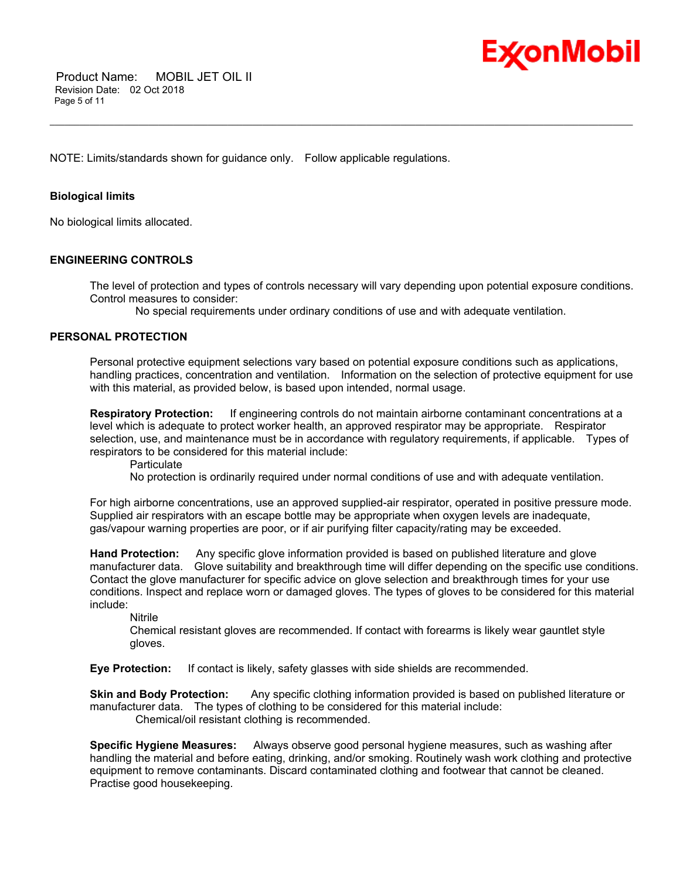NOTE: Limits/standards shown for guidance only. Follow applicable regulations.

### Biological limits

No biological limits allocated.

## ENGINEERING CONTROLS

The level of protection and types of controls necessary will vary depending upon potential exposure conditions. Control measures to consider:

No special requirements under ordinary conditions of use and with adequate ventilation.

## PERSONAL PROTECTION

Personal protective equipment selections vary based on potential exposure conditions such as applications, handling practices, concentration and ventilation. Information on the selection of protective equipment for use with this material, as provided below, is based upon intended, normal usage.

**Respiratory Protection:** If engineering controls do not maintain airborne contaminant concentrations at a level which is adequate to protect worker health, an approved respirator may be appropriate. Respirator selection, use, and maintenance must be in accordance with regulatory requirements, if applicable. Types of respirators to be considered for this material include:

Particulate

No protection is ordinarily required under normal conditions of use and with adequate ventilation.

For high airborne concentrations, use an approved supplied-air respirator, operated in positive pressure mode. Supplied air respirators with an escape bottle may be appropriate when oxygen levels are inadequate, gas/vapour warning properties are poor, or if air purifying filter capacity/rating may be exceeded.

**Hand Protection:** Any specific glove information provided is based on published literature and glove manufacturer data. Glove suitability and breakthrough time will differ depending on the specific use conditions. Contact the glove manufacturer for specific advice on glove selection and breakthrough times for your use conditions. Inspect and replace worn or damaged gloves. The types of gloves to be considered for this material include:

Nitrile

Chemical resistant gloves are recommended. If contact with forearms is likely wear gauntlet style gloves.

**Eye Protection:** If contact is likely, safety glasses with side shields are recommended.

**Skin and Body Protection:** Any specific clothing information provided is based on published literature or manufacturer data. The types of clothing to be considered for this material include:

Chemical/oil resistant clothing is recommended.

**Specific Hygiene Measures:** Always observe good personal hygiene measures, such as washing after handling the material and before eating, drinking, and/or smoking. Routinely wash work clothing and protective equipment to remove contaminants. Discard contaminated clothing and footwear that cannot be cleaned. Practise good housekeeping.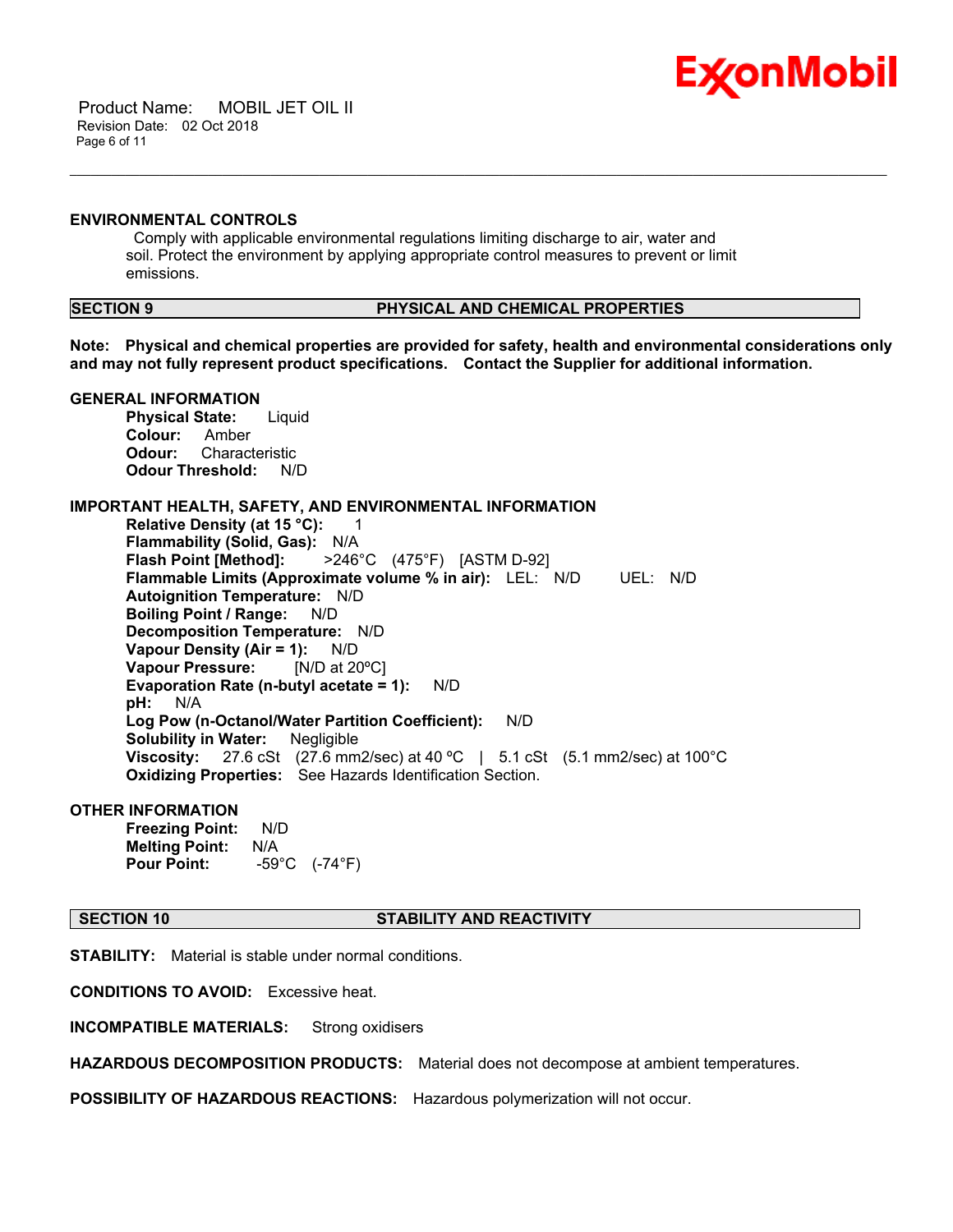### ENVIRONMENTAL CONTROLS

Comply with applicable environmental regulations limiting discharge to air, water and soil. Protect the environment by applying appropriate control measures to prevent or limit emissions.

## SECTION 9 PHYSICAL AND CHEMICAL PROPERTIES

**Note: Physical and chemical properties are provided for safety, health and environmental considerations only and may not fully represent product specifications. Contact the Supplier for additional information.**

### GENERAL INFORMATION

**Physical State:** Liquid
**Colour:** Amber
**Odour:** Characteristic
**Odour Threshold:** N/D

### IMPORTANT HEALTH, SAFETY, AND ENVIRONMENTAL INFORMATION

**Relative Density (at 15 °C):** 1
**Flammability (Solid, Gas):** N/A
**Flash Point [Method]:** >246°C (475°F) [ASTM D-92]
**Flammable Limits (Approximate volume % in air):** LEL: N/D UEL: N/D
**Autoignition Temperature:** N/D
**Boiling Point / Range:** N/D
**Decomposition Temperature:** N/D
**Vapour Density (Air = 1):** N/D
**Vapour Pressure:** [N/D at 20ºC]
**Evaporation Rate (n-butyl acetate = 1):** N/D
**pH:** N/A
**Log Pow (n-Octanol/Water Partition Coefficient):** N/D
**Solubility in Water:** Negligible
**Viscosity:** 27.6 cSt (27.6 mm2/sec) at 40 ºC | 5.1 cSt (5.1 mm2/sec) at 100°C
**Oxidizing Properties:** See Hazards Identification Section.

### OTHER INFORMATION

**Freezing Point:** N/D
**Melting Point:** N/A
**Pour Point:** -59°C (-74°F)

## SECTION 10 STABILITY AND REACTIVITY

**STABILITY:** Material is stable under normal conditions.

**CONDITIONS TO AVOID:** Excessive heat.

**INCOMPATIBLE MATERIALS:** Strong oxidisers

**HAZARDOUS DECOMPOSITION PRODUCTS:** Material does not decompose at ambient temperatures.

**POSSIBILITY OF HAZARDOUS REACTIONS:** Hazardous polymerization will not occur.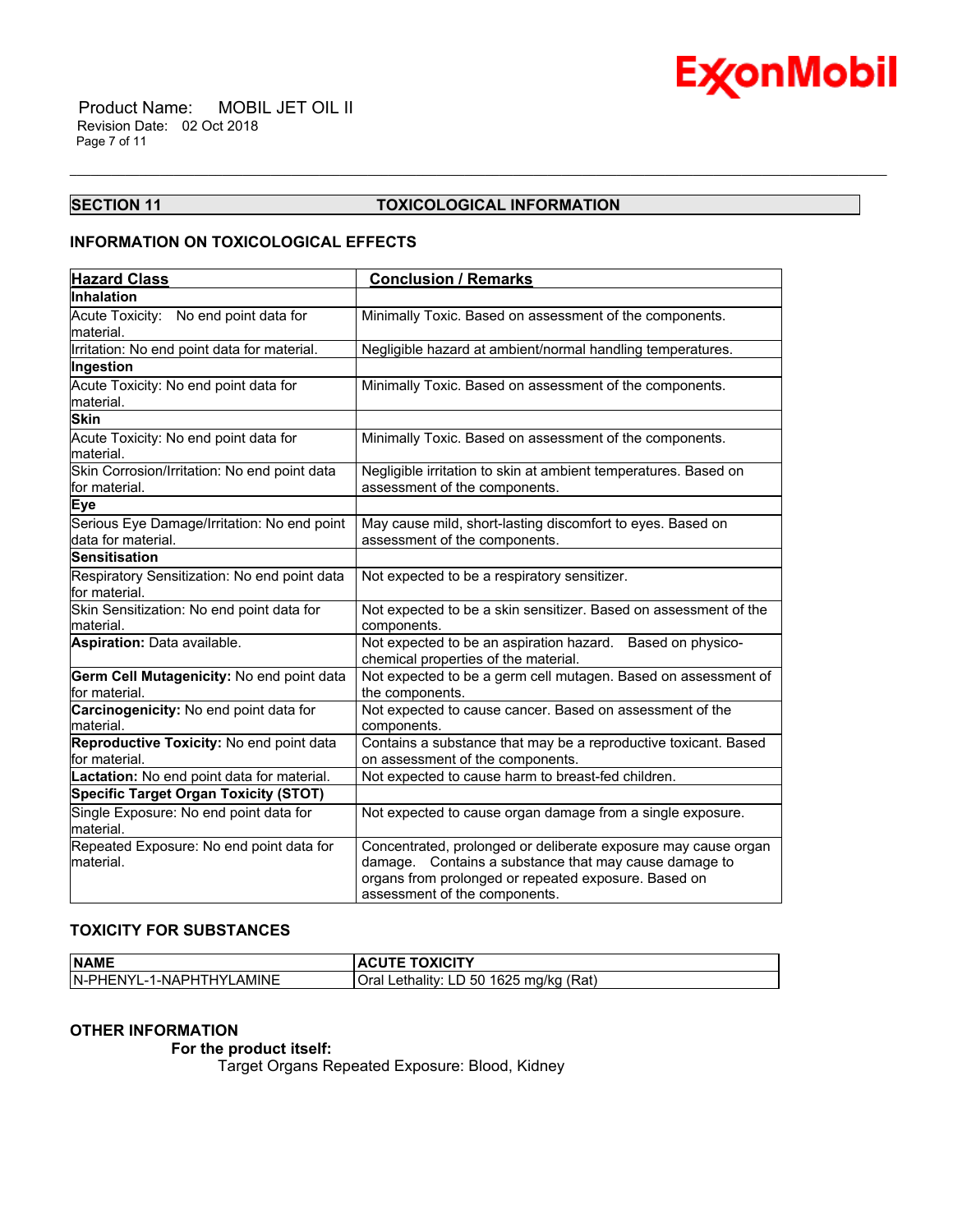## SECTION 11 TOXICOLOGICAL INFORMATION

### INFORMATION ON TOXICOLOGICAL EFFECTS

| Hazard Class | Conclusion / Remarks |
|---|---|
| **Inhalation** | |
| Acute Toxicity: No end point data for material. | Minimally Toxic. Based on assessment of the components. |
| Irritation: No end point data for material. | Negligible hazard at ambient/normal handling temperatures. |
| **Ingestion** | |
| Acute Toxicity: No end point data for material. | Minimally Toxic. Based on assessment of the components. |
| **Skin** | |
| Acute Toxicity: No end point data for material. | Minimally Toxic. Based on assessment of the components. |
| Skin Corrosion/Irritation: No end point data for material. | Negligible irritation to skin at ambient temperatures. Based on assessment of the components. |
| **Eye** | |
| Serious Eye Damage/Irritation: No end point data for material. | May cause mild, short-lasting discomfort to eyes. Based on assessment of the components. |
| **Sensitisation** | |
| Respiratory Sensitization: No end point data for material. | Not expected to be a respiratory sensitizer. |
| Skin Sensitization: No end point data for material. | Not expected to be a skin sensitizer. Based on assessment of the components. |
| **Aspiration:** Data available. | Not expected to be an aspiration hazard. Based on physico-chemical properties of the material. |
| **Germ Cell Mutagenicity:** No end point data for material. | Not expected to be a germ cell mutagen. Based on assessment of the components. |
| **Carcinogenicity:** No end point data for material. | Not expected to cause cancer. Based on assessment of the components. |
| **Reproductive Toxicity:** No end point data for material. | Contains a substance that may be a reproductive toxicant. Based on assessment of the components. |
| **Lactation:** No end point data for material. | Not expected to cause harm to breast-fed children. |
| **Specific Target Organ Toxicity (STOT)** | |
| Single Exposure: No end point data for material. | Not expected to cause organ damage from a single exposure. |
| Repeated Exposure: No end point data for material. | Concentrated, prolonged or deliberate exposure may cause organ damage. Contains a substance that may cause damage to organs from prolonged or repeated exposure. Based on assessment of the components. |

### TOXICITY FOR SUBSTANCES

| NAME | ACUTE TOXICITY |
|---|---|
| N-PHENYL-1-NAPHTHYLAMINE | Oral Lethality: LD 50 1625 mg/kg (Rat) |

### OTHER INFORMATION

**For the product itself:**

Target Organs Repeated Exposure: Blood, Kidney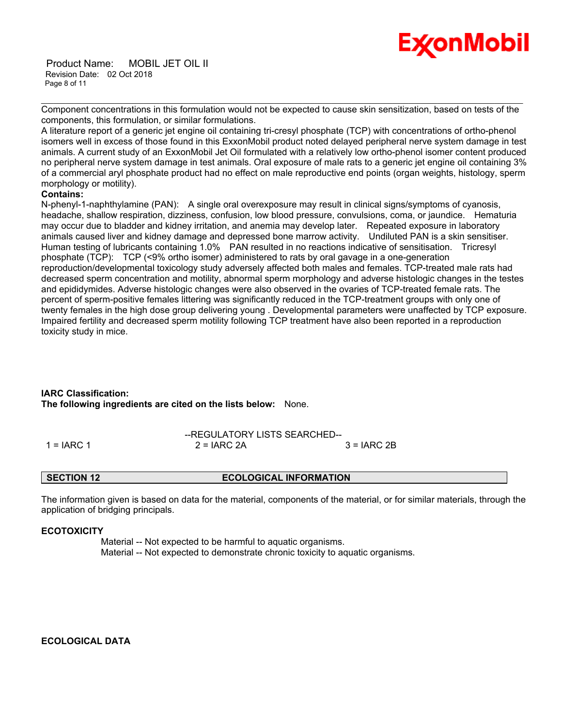Component concentrations in this formulation would not be expected to cause skin sensitization, based on tests of the components, this formulation, or similar formulations.
A literature report of a generic jet engine oil containing tri-cresyl phosphate (TCP) with concentrations of ortho-phenol isomers well in excess of those found in this ExxonMobil product noted delayed peripheral nerve system damage in test animals. A current study of an ExxonMobil Jet Oil formulated with a relatively low ortho-phenol isomer content produced no peripheral nerve system damage in test animals. Oral exposure of male rats to a generic jet engine oil containing 3% of a commercial aryl phosphate product had no effect on male reproductive end points (organ weights, histology, sperm morphology or motility).

**Contains:**

N-phenyl-1-naphthylamine (PAN): A single oral overexposure may result in clinical signs/symptoms of cyanosis, headache, shallow respiration, dizziness, confusion, low blood pressure, convulsions, coma, or jaundice. Hematuria may occur due to bladder and kidney irritation, and anemia may develop later. Repeated exposure in laboratory animals caused liver and kidney damage and depressed bone marrow activity. Undiluted PAN is a skin sensitiser. Human testing of lubricants containing 1.0% PAN resulted in no reactions indicative of sensitisation. Tricresyl phosphate (TCP): TCP (<9% ortho isomer) administered to rats by oral gavage in a one-generation reproduction/developmental toxicology study adversely affected both males and females. TCP-treated male rats had decreased sperm concentration and motility, abnormal sperm morphology and adverse histologic changes in the testes and epididymides. Adverse histologic changes were also observed in the ovaries of TCP-treated female rats. The percent of sperm-positive females littering was significantly reduced in the TCP-treatment groups with only one of twenty females in the high dose group delivering young . Developmental parameters were unaffected by TCP exposure. Impaired fertility and decreased sperm motility following TCP treatment have also been reported in a reproduction toxicity study in mice.

**IARC Classification:**

**The following ingredients are cited on the lists below:** None.

--REGULATORY LISTS SEARCHED--

| 1 = IARC 1 | 2 = IARC 2A | 3 = IARC 2B |
|---|---|---|

## SECTION 12 ECOLOGICAL INFORMATION

The information given is based on data for the material, components of the material, or for similar materials, through the application of bridging principals.

**ECOTOXICITY**

Material -- Not expected to be harmful to aquatic organisms.
Material -- Not expected to demonstrate chronic toxicity to aquatic organisms.

**ECOLOGICAL DATA**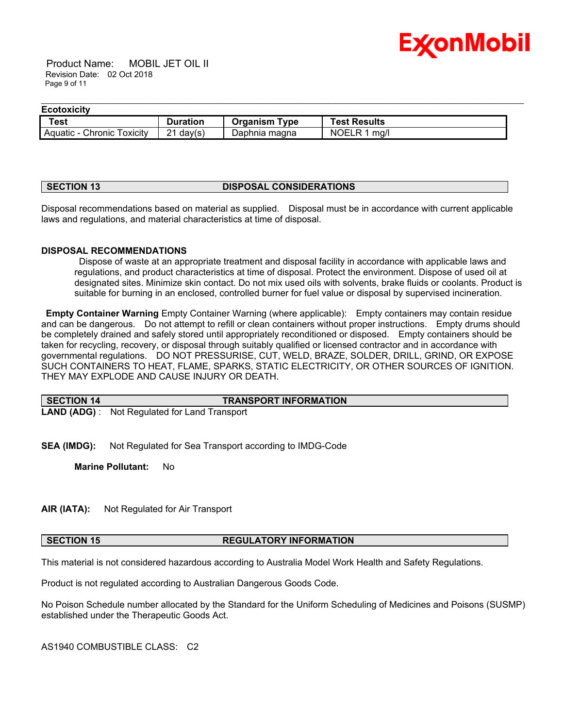**Ecotoxicity**

| Test | Duration | Organism Type | Test Results |
|---|---|---|---|
| Aquatic - Chronic Toxicity | 21 day(s) | Daphnia magna | NOELR 1 mg/l |

## SECTION 13 DISPOSAL CONSIDERATIONS

Disposal recommendations based on material as supplied. Disposal must be in accordance with current applicable laws and regulations, and material characteristics at time of disposal.

### DISPOSAL RECOMMENDATIONS

Dispose of waste at an appropriate treatment and disposal facility in accordance with applicable laws and regulations, and product characteristics at time of disposal. Protect the environment. Dispose of used oil at designated sites. Minimize skin contact. Do not mix used oils with solvents, brake fluids or coolants. Product is suitable for burning in an enclosed, controlled burner for fuel value or disposal by supervised incineration.

**Empty Container Warning** Empty Container Warning (where applicable): Empty containers may contain residue and can be dangerous. Do not attempt to refill or clean containers without proper instructions. Empty drums should be completely drained and safely stored until appropriately reconditioned or disposed. Empty containers should be taken for recycling, recovery, or disposal through suitably qualified or licensed contractor and in accordance with governmental regulations. DO NOT PRESSURISE, CUT, WELD, BRAZE, SOLDER, DRILL, GRIND, OR EXPOSE SUCH CONTAINERS TO HEAT, FLAME, SPARKS, STATIC ELECTRICITY, OR OTHER SOURCES OF IGNITION. THEY MAY EXPLODE AND CAUSE INJURY OR DEATH.

## SECTION 14 TRANSPORT INFORMATION

**LAND (ADG)** : Not Regulated for Land Transport

**SEA (IMDG):** Not Regulated for Sea Transport according to IMDG-Code

**Marine Pollutant:** No

**AIR (IATA):** Not Regulated for Air Transport

## SECTION 15 REGULATORY INFORMATION

This material is not considered hazardous according to Australia Model Work Health and Safety Regulations.

Product is not regulated according to Australian Dangerous Goods Code.

No Poison Schedule number allocated by the Standard for the Uniform Scheduling of Medicines and Poisons (SUSMP) established under the Therapeutic Goods Act.

AS1940 COMBUSTIBLE CLASS: C2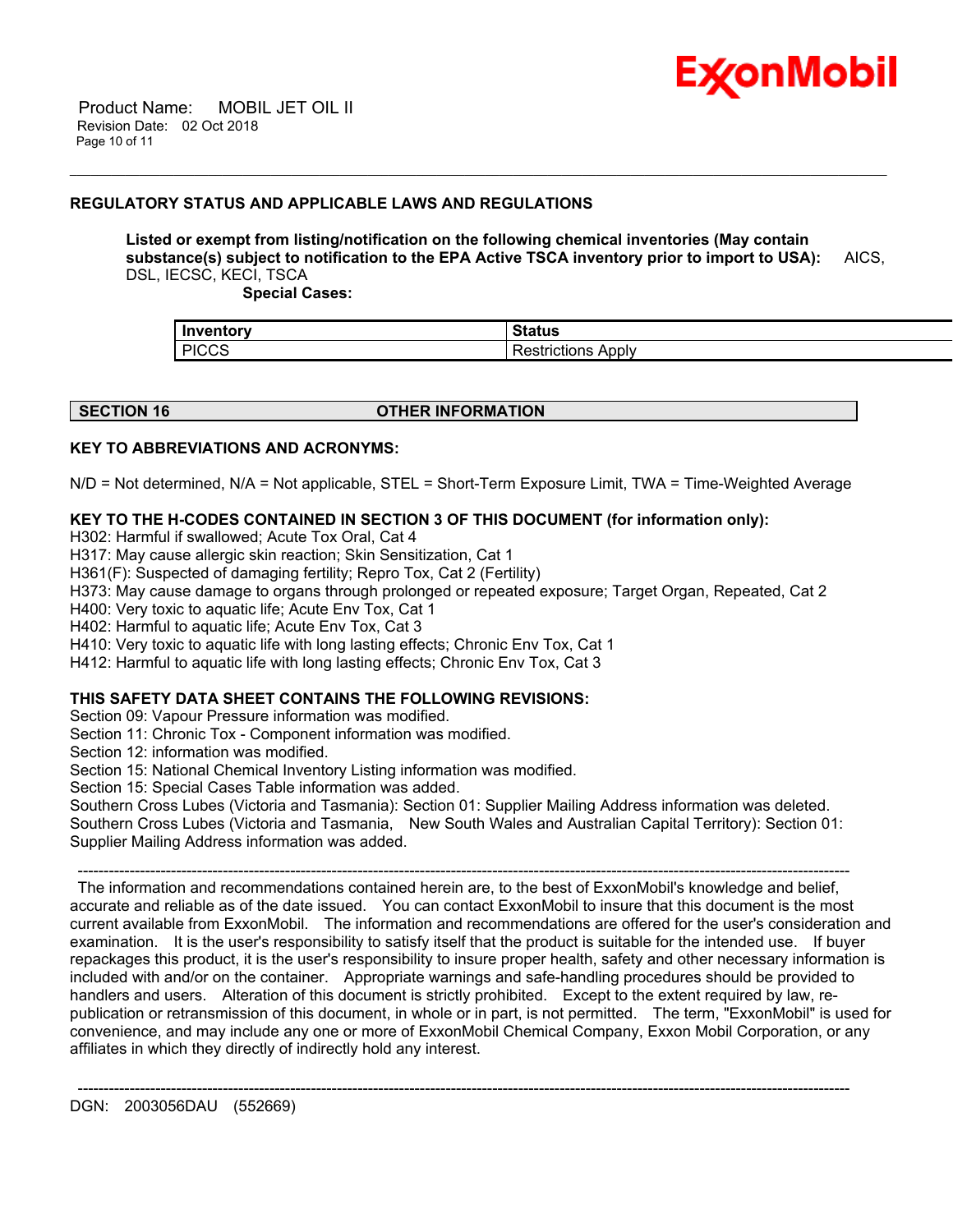### REGULATORY STATUS AND APPLICABLE LAWS AND REGULATIONS

**Listed or exempt from listing/notification on the following chemical inventories (May contain substance(s) subject to notification to the EPA Active TSCA inventory prior to import to USA):** AICS, DSL, IECSC, KECI, TSCA

**Special Cases:**

| Inventory | Status |
|---|---|
| PICCS | Restrictions Apply |

## SECTION 16 OTHER INFORMATION

**KEY TO ABBREVIATIONS AND ACRONYMS:**

N/D = Not determined, N/A = Not applicable, STEL = Short-Term Exposure Limit, TWA = Time-Weighted Average

**KEY TO THE H-CODES CONTAINED IN SECTION 3 OF THIS DOCUMENT (for information only):**

H302: Harmful if swallowed; Acute Tox Oral, Cat 4
H317: May cause allergic skin reaction; Skin Sensitization, Cat 1
H361(F): Suspected of damaging fertility; Repro Tox, Cat 2 (Fertility)
H373: May cause damage to organs through prolonged or repeated exposure; Target Organ, Repeated, Cat 2
H400: Very toxic to aquatic life; Acute Env Tox, Cat 1
H402: Harmful to aquatic life; Acute Env Tox, Cat 3
H410: Very toxic to aquatic life with long lasting effects; Chronic Env Tox, Cat 1
H412: Harmful to aquatic life with long lasting effects; Chronic Env Tox, Cat 3

**THIS SAFETY DATA SHEET CONTAINS THE FOLLOWING REVISIONS:**

Section 09: Vapour Pressure information was modified.
Section 11: Chronic Tox - Component information was modified.
Section 12: information was modified.
Section 15: National Chemical Inventory Listing information was modified.
Section 15: Special Cases Table information was added.
Southern Cross Lubes (Victoria and Tasmania): Section 01: Supplier Mailing Address information was deleted.
Southern Cross Lubes (Victoria and Tasmania, New South Wales and Australian Capital Territory): Section 01: Supplier Mailing Address information was added.

---

The information and recommendations contained herein are, to the best of ExxonMobil's knowledge and belief, accurate and reliable as of the date issued. You can contact ExxonMobil to insure that this document is the most current available from ExxonMobil. The information and recommendations are offered for the user's consideration and examination. It is the user's responsibility to satisfy itself that the product is suitable for the intended use. If buyer repackages this product, it is the user's responsibility to insure proper health, safety and other necessary information is included with and/or on the container. Appropriate warnings and safe-handling procedures should be provided to handlers and users. Alteration of this document is strictly prohibited. Except to the extent required by law, re-publication or retransmission of this document, in whole or in part, is not permitted. The term, "ExxonMobil" is used for convenience, and may include any one or more of ExxonMobil Chemical Company, Exxon Mobil Corporation, or any affiliates in which they directly of indirectly hold any interest.

---

DGN: 2003056DAU (552669)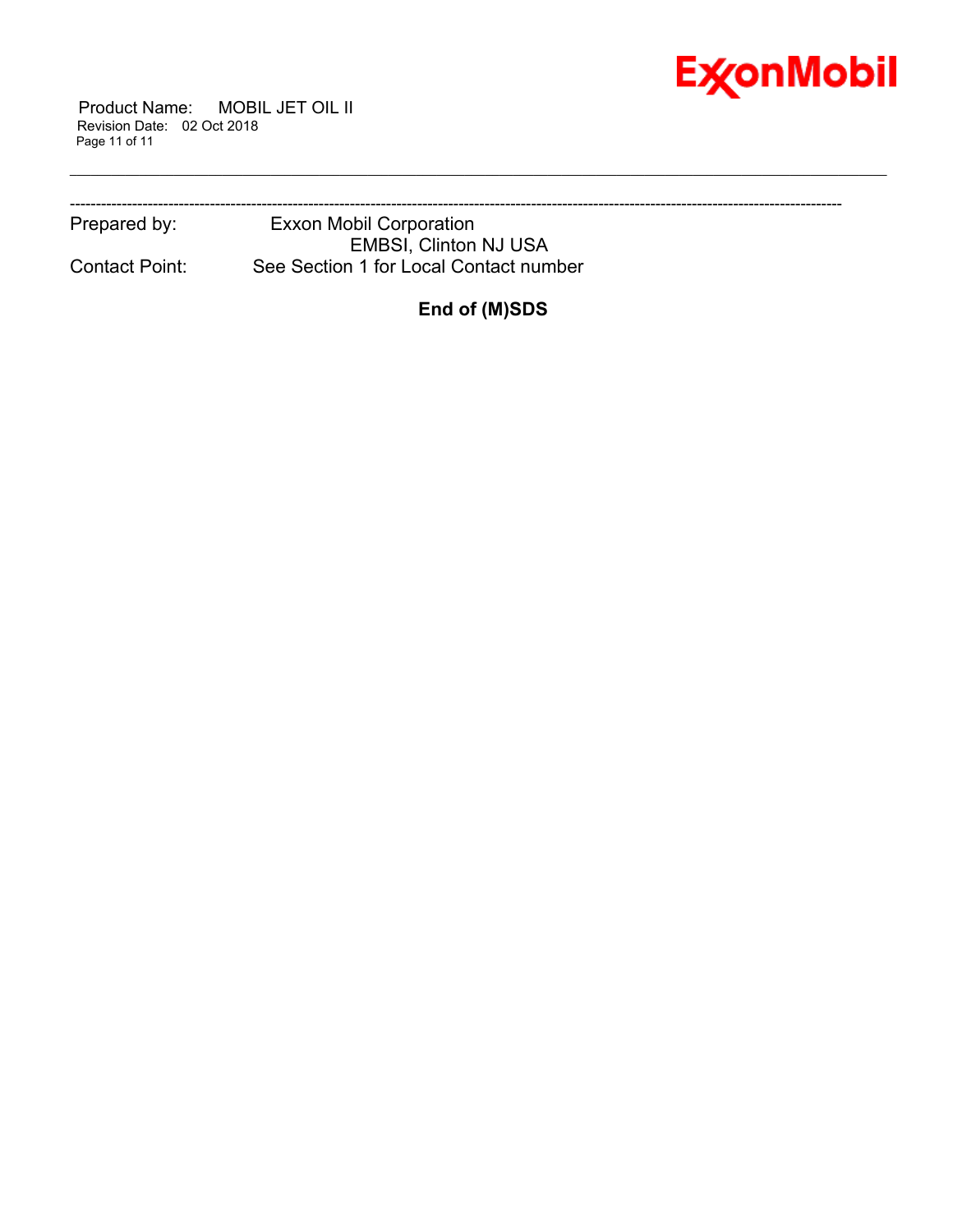-----------------------------------------------------------------------------------------------------------------------------------------------

Prepared by: Exxon Mobil Corporation
EMBSI, Clinton NJ USA

Contact Point: See Section 1 for Local Contact number

**End of (M)SDS**